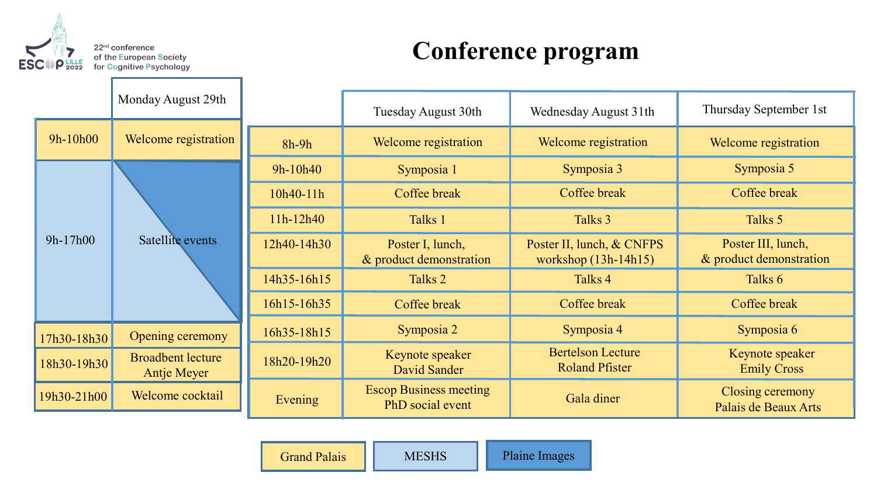22nd conference of the European Society for Cognitive Psychology

ESCOP LILLE 2022

# Conference program

| | Monday August 29th |
|---|---|
| 9h-10h00 | Welcome registration |
| 9h-17h00 | Satellite events |
| 17h30-18h30 | Opening ceremony |
| 18h30-19h30 | Broadbent lecture Antje Meyer |
| 19h30-21h00 | Welcome cocktail |

| | Tuesday August 30th | Wednesday August 31th | Thursday September 1st |
|---|---|---|---|
| 8h-9h | Welcome registration | Welcome registration | Welcome registration |
| 9h-10h40 | Symposia 1 | Symposia 3 | Symposia 5 |
| 10h40-11h | Coffee break | Coffee break | Coffee break |
| 11h-12h40 | Talks 1 | Talks 3 | Talks 5 |
| 12h40-14h30 | Poster I, lunch, & product demonstration | Poster II, lunch, & CNFPS workshop (13h-14h15) | Poster III, lunch, & product demonstration |
| 14h35-16h15 | Talks 2 | Talks 4 | Talks 6 |
| 16h15-16h35 | Coffee break | Coffee break | Coffee break |
| 16h35-18h15 | Symposia 2 | Symposia 4 | Symposia 6 |
| 18h20-19h20 | Keynote speaker David Sander | Bertelson Lecture Roland Pfister | Keynote speaker Emily Cross |
| Evening | Escop Business meeting PhD social event | Gala diner | Closing ceremony Palais de Beaux Arts |

Grand Palais | MESHS | Plaine Images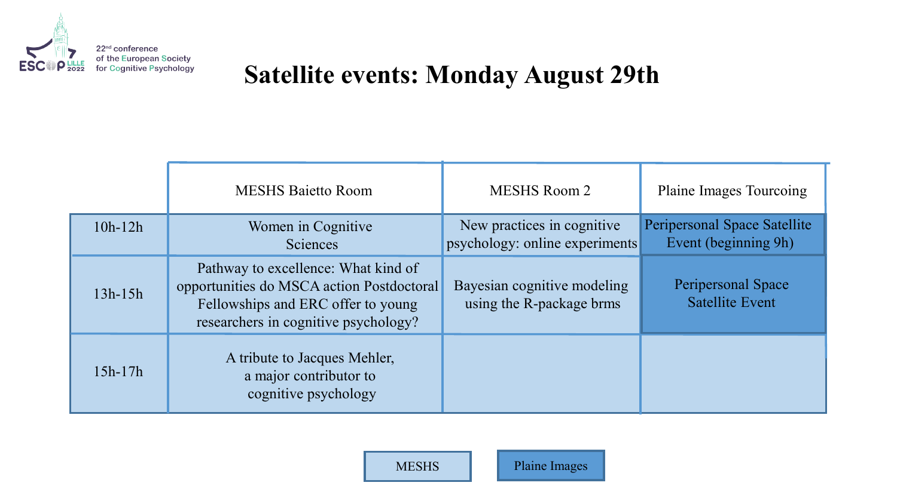22nd conference of the European Society for Cognitive Psychology

# Satellite events: Monday August 29th

| | MESHS Baietto Room | MESHS Room 2 | Plaine Images Tourcoing |
|---|---|---|---|
| 10h-12h | Women in Cognitive Sciences | New practices in cognitive psychology: online experiments | Peripersonal Space Satellite Event (beginning 9h) |
| 13h-15h | Pathway to excellence: What kind of opportunities do MSCA action Postdoctoral Fellowships and ERC offer to young researchers in cognitive psychology? | Bayesian cognitive modeling using the R-package brms | Peripersonal Space Satellite Event |
| 15h-17h | A tribute to Jacques Mehler, a major contributor to cognitive psychology | | |

MESHS

Plaine Images